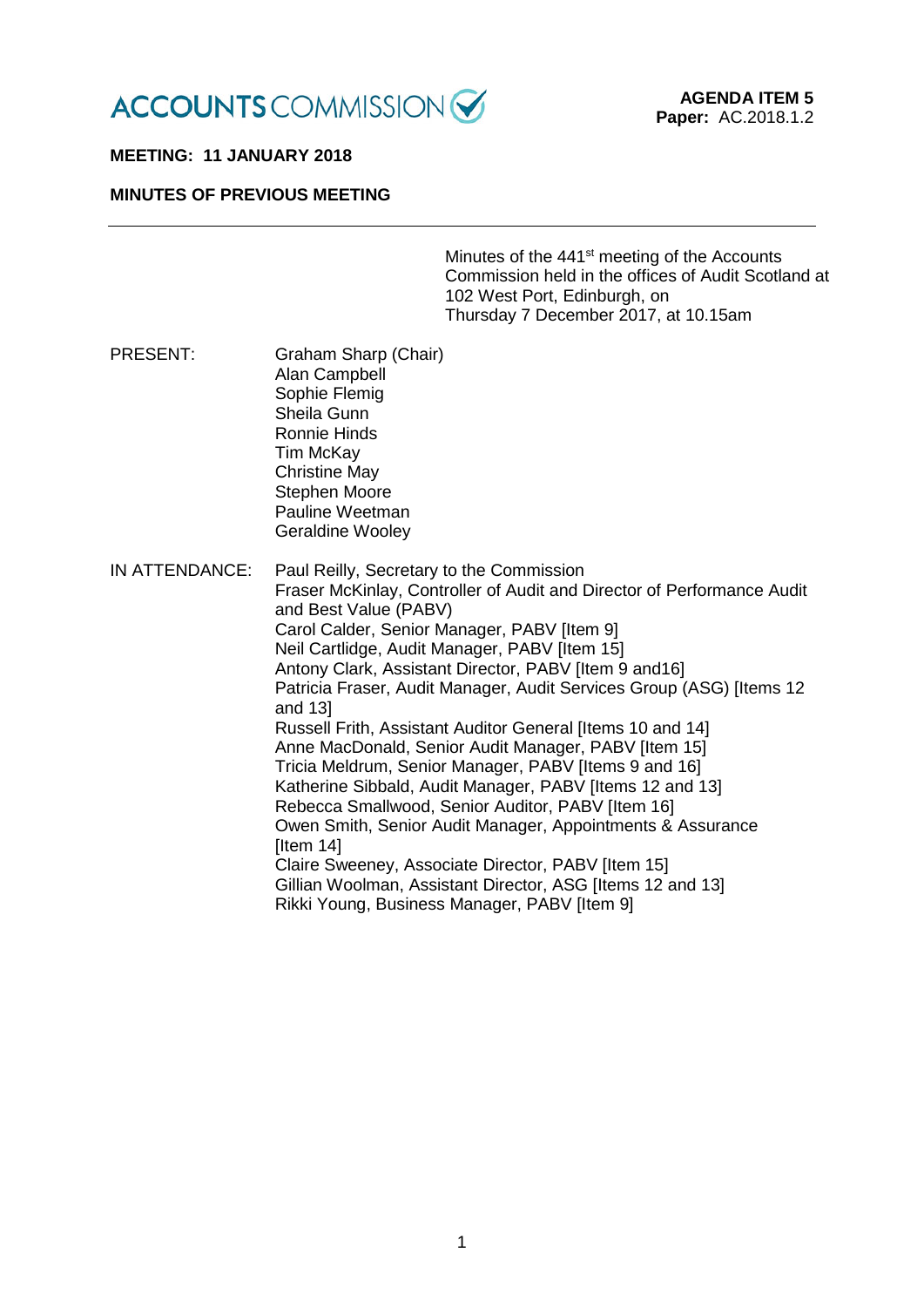ACCOUNTS COMMISSION

**AGENDA ITEM 5**
**Paper:** AC.2018.1.2

**MEETING: 11 JANUARY 2018**

**MINUTES OF PREVIOUS MEETING**

---

Minutes of the 441st meeting of the Accounts Commission held in the offices of Audit Scotland at 102 West Port, Edinburgh, on Thursday 7 December 2017, at 10.15am

PRESENT:

Graham Sharp (Chair)
Alan Campbell
Sophie Flemig
Sheila Gunn
Ronnie Hinds
Tim McKay
Christine May
Stephen Moore
Pauline Weetman
Geraldine Wooley

IN ATTENDANCE:

Paul Reilly, Secretary to the Commission
Fraser McKinlay, Controller of Audit and Director of Performance Audit and Best Value (PABV)
Carol Calder, Senior Manager, PABV [Item 9]
Neil Cartlidge, Audit Manager, PABV [Item 15]
Antony Clark, Assistant Director, PABV [Item 9 and16]
Patricia Fraser, Audit Manager, Audit Services Group (ASG) [Items 12 and 13]
Russell Frith, Assistant Auditor General [Items 10 and 14]
Anne MacDonald, Senior Audit Manager, PABV [Item 15]
Tricia Meldrum, Senior Manager, PABV [Items 9 and 16]
Katherine Sibbald, Audit Manager, PABV [Items 12 and 13]
Rebecca Smallwood, Senior Auditor, PABV [Item 16]
Owen Smith, Senior Audit Manager, Appointments & Assurance [Item 14]
Claire Sweeney, Associate Director, PABV [Item 15]
Gillian Woolman, Assistant Director, ASG [Items 12 and 13]
Rikki Young, Business Manager, PABV [Item 9]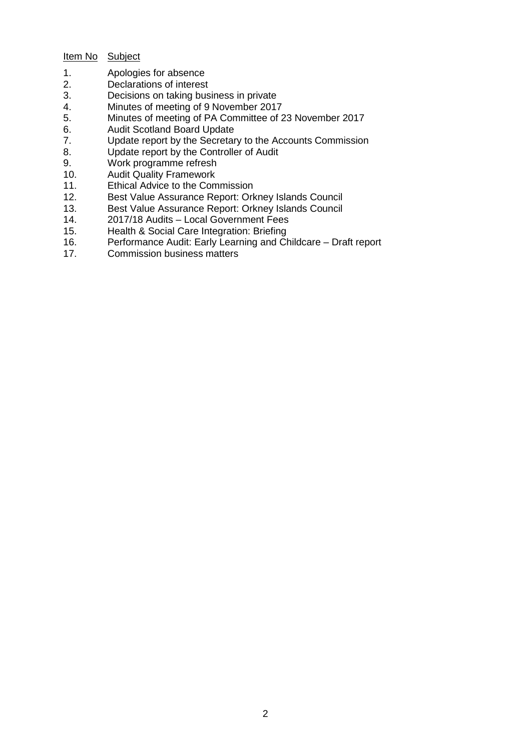| Item No | Subject |
|---|---|
| 1. | Apologies for absence |
| 2. | Declarations of interest |
| 3. | Decisions on taking business in private |
| 4. | Minutes of meeting of 9 November 2017 |
| 5. | Minutes of meeting of PA Committee of 23 November 2017 |
| 6. | Audit Scotland Board Update |
| 7. | Update report by the Secretary to the Accounts Commission |
| 8. | Update report by the Controller of Audit |
| 9. | Work programme refresh |
| 10. | Audit Quality Framework |
| 11. | Ethical Advice to the Commission |
| 12. | Best Value Assurance Report: Orkney Islands Council |
| 13. | Best Value Assurance Report: Orkney Islands Council |
| 14. | 2017/18 Audits – Local Government Fees |
| 15. | Health & Social Care Integration: Briefing |
| 16. | Performance Audit: Early Learning and Childcare – Draft report |
| 17. | Commission business matters |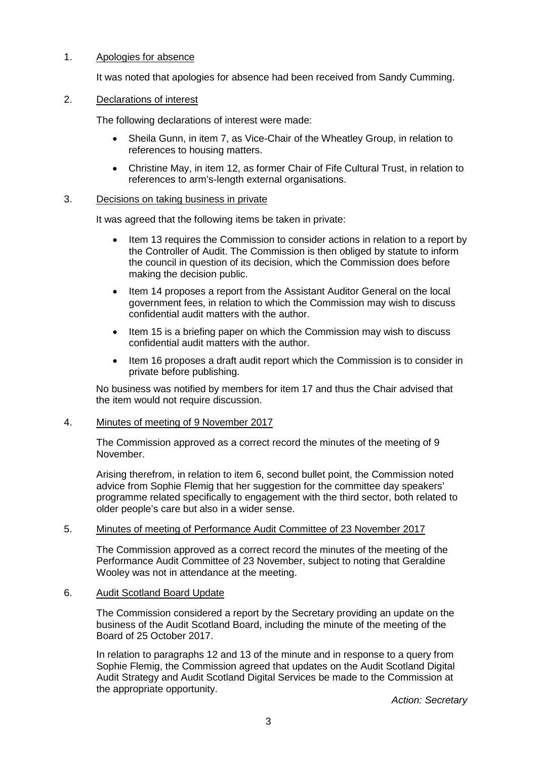1. Apologies for absence

   It was noted that apologies for absence had been received from Sandy Cumming.

2. Declarations of interest

   The following declarations of interest were made:

   - Sheila Gunn, in item 7, as Vice-Chair of the Wheatley Group, in relation to references to housing matters.
   - Christine May, in item 12, as former Chair of Fife Cultural Trust, in relation to references to arm's-length external organisations.

3. Decisions on taking business in private

   It was agreed that the following items be taken in private:

   - Item 13 requires the Commission to consider actions in relation to a report by the Controller of Audit. The Commission is then obliged by statute to inform the council in question of its decision, which the Commission does before making the decision public.
   - Item 14 proposes a report from the Assistant Auditor General on the local government fees, in relation to which the Commission may wish to discuss confidential audit matters with the author.
   - Item 15 is a briefing paper on which the Commission may wish to discuss confidential audit matters with the author.
   - Item 16 proposes a draft audit report which the Commission is to consider in private before publishing.

   No business was notified by members for item 17 and thus the Chair advised that the item would not require discussion.

4. Minutes of meeting of 9 November 2017

   The Commission approved as a correct record the minutes of the meeting of 9 November.

   Arising therefrom, in relation to item 6, second bullet point, the Commission noted advice from Sophie Flemig that her suggestion for the committee day speakers' programme related specifically to engagement with the third sector, both related to older people's care but also in a wider sense.

5. Minutes of meeting of Performance Audit Committee of 23 November 2017

   The Commission approved as a correct record the minutes of the meeting of the Performance Audit Committee of 23 November, subject to noting that Geraldine Wooley was not in attendance at the meeting.

6. Audit Scotland Board Update

   The Commission considered a report by the Secretary providing an update on the business of the Audit Scotland Board, including the minute of the meeting of the Board of 25 October 2017.

   In relation to paragraphs 12 and 13 of the minute and in response to a query from Sophie Flemig, the Commission agreed that updates on the Audit Scotland Digital Audit Strategy and Audit Scotland Digital Services be made to the Commission at the appropriate opportunity.

   *Action: Secretary*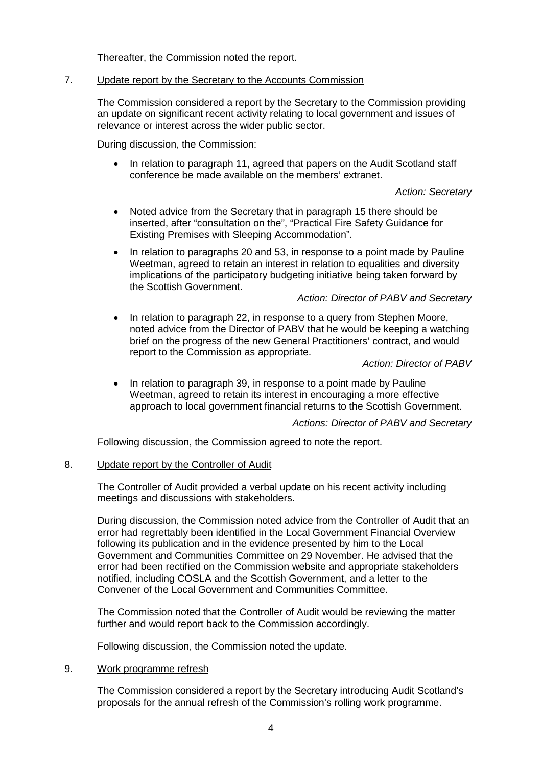Thereafter, the Commission noted the report.

7. <u>Update report by the Secretary to the Accounts Commission</u>

The Commission considered a report by the Secretary to the Commission providing an update on significant recent activity relating to local government and issues of relevance or interest across the wider public sector.

During discussion, the Commission:

- In relation to paragraph 11, agreed that papers on the Audit Scotland staff conference be made available on the members' extranet.

  *Action: Secretary*

- Noted advice from the Secretary that in paragraph 15 there should be inserted, after "consultation on the", "Practical Fire Safety Guidance for Existing Premises with Sleeping Accommodation".

- In relation to paragraphs 20 and 53, in response to a point made by Pauline Weetman, agreed to retain an interest in relation to equalities and diversity implications of the participatory budgeting initiative being taken forward by the Scottish Government.

  *Action: Director of PABV and Secretary*

- In relation to paragraph 22, in response to a query from Stephen Moore, noted advice from the Director of PABV that he would be keeping a watching brief on the progress of the new General Practitioners' contract, and would report to the Commission as appropriate.

  *Action: Director of PABV*

- In relation to paragraph 39, in response to a point made by Pauline Weetman, agreed to retain its interest in encouraging a more effective approach to local government financial returns to the Scottish Government.

  *Actions: Director of PABV and Secretary*

Following discussion, the Commission agreed to note the report.

8. <u>Update report by the Controller of Audit</u>

The Controller of Audit provided a verbal update on his recent activity including meetings and discussions with stakeholders.

During discussion, the Commission noted advice from the Controller of Audit that an error had regrettably been identified in the Local Government Financial Overview following its publication and in the evidence presented by him to the Local Government and Communities Committee on 29 November. He advised that the error had been rectified on the Commission website and appropriate stakeholders notified, including COSLA and the Scottish Government, and a letter to the Convener of the Local Government and Communities Committee.

The Commission noted that the Controller of Audit would be reviewing the matter further and would report back to the Commission accordingly.

Following discussion, the Commission noted the update.

9. <u>Work programme refresh</u>

The Commission considered a report by the Secretary introducing Audit Scotland's proposals for the annual refresh of the Commission's rolling work programme.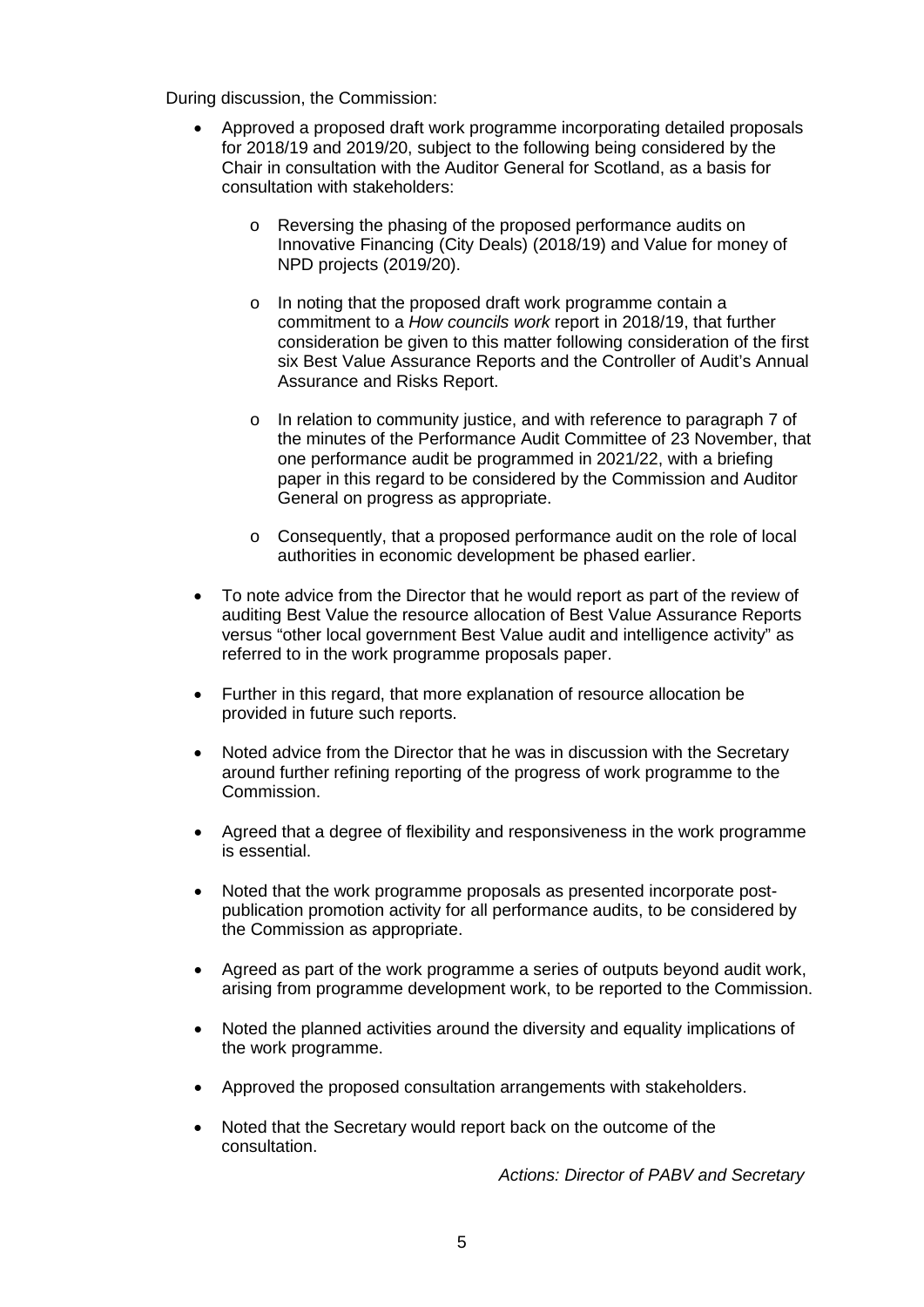During discussion, the Commission:

- Approved a proposed draft work programme incorporating detailed proposals for 2018/19 and 2019/20, subject to the following being considered by the Chair in consultation with the Auditor General for Scotland, as a basis for consultation with stakeholders:
    - Reversing the phasing of the proposed performance audits on Innovative Financing (City Deals) (2018/19) and Value for money of NPD projects (2019/20).
    - In noting that the proposed draft work programme contain a commitment to a *How councils work* report in 2018/19, that further consideration be given to this matter following consideration of the first six Best Value Assurance Reports and the Controller of Audit's Annual Assurance and Risks Report.
    - In relation to community justice, and with reference to paragraph 7 of the minutes of the Performance Audit Committee of 23 November, that one performance audit be programmed in 2021/22, with a briefing paper in this regard to be considered by the Commission and Auditor General on progress as appropriate.
    - Consequently, that a proposed performance audit on the role of local authorities in economic development be phased earlier.
- To note advice from the Director that he would report as part of the review of auditing Best Value the resource allocation of Best Value Assurance Reports versus "other local government Best Value audit and intelligence activity" as referred to in the work programme proposals paper.
- Further in this regard, that more explanation of resource allocation be provided in future such reports.
- Noted advice from the Director that he was in discussion with the Secretary around further refining reporting of the progress of work programme to the Commission.
- Agreed that a degree of flexibility and responsiveness in the work programme is essential.
- Noted that the work programme proposals as presented incorporate post-publication promotion activity for all performance audits, to be considered by the Commission as appropriate.
- Agreed as part of the work programme a series of outputs beyond audit work, arising from programme development work, to be reported to the Commission.
- Noted the planned activities around the diversity and equality implications of the work programme.
- Approved the proposed consultation arrangements with stakeholders.
- Noted that the Secretary would report back on the outcome of the consultation.

*Actions: Director of PABV and Secretary*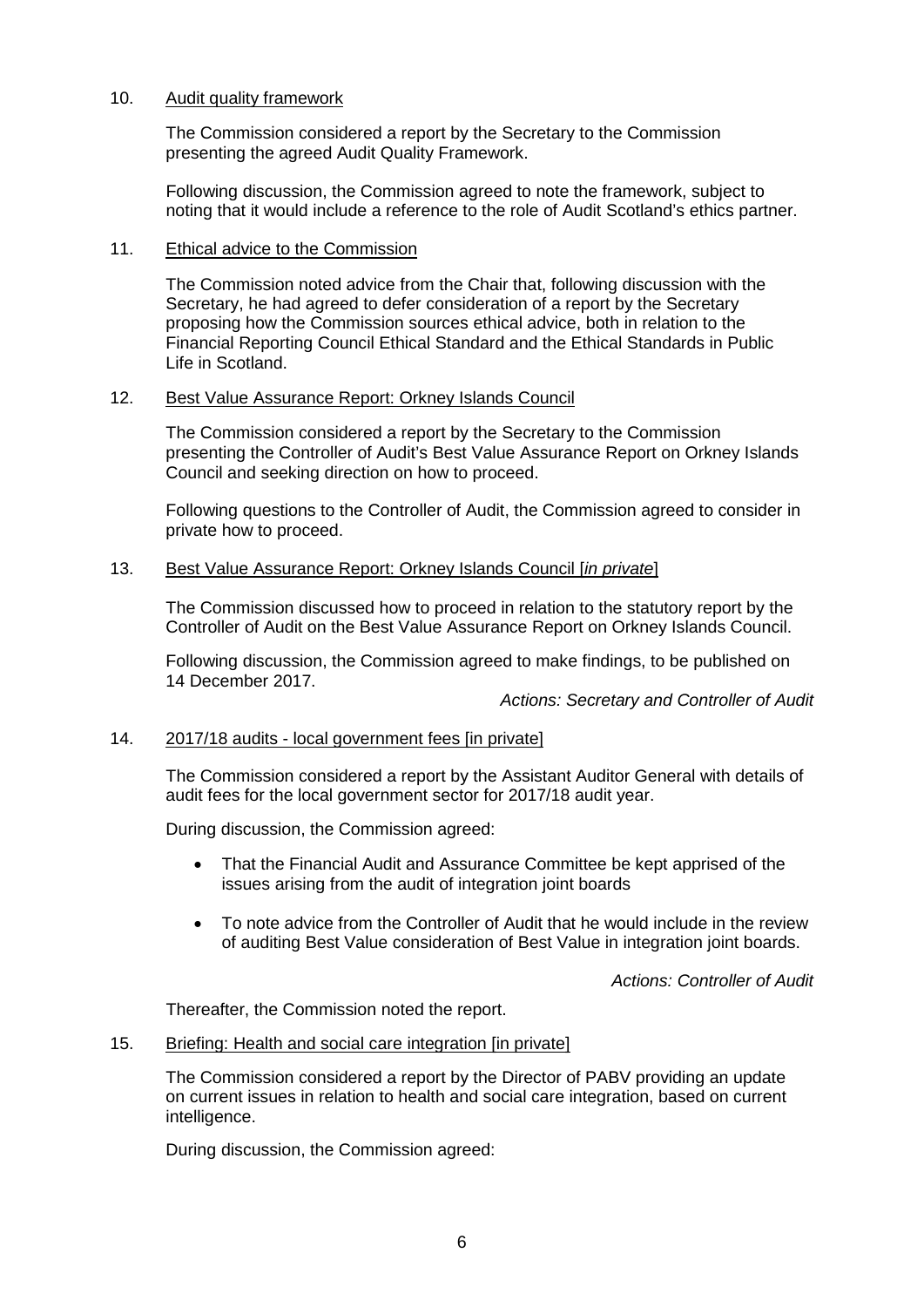10. Audit quality framework

The Commission considered a report by the Secretary to the Commission presenting the agreed Audit Quality Framework.

Following discussion, the Commission agreed to note the framework, subject to noting that it would include a reference to the role of Audit Scotland's ethics partner.

11. Ethical advice to the Commission

The Commission noted advice from the Chair that, following discussion with the Secretary, he had agreed to defer consideration of a report by the Secretary proposing how the Commission sources ethical advice, both in relation to the Financial Reporting Council Ethical Standard and the Ethical Standards in Public Life in Scotland.

12. Best Value Assurance Report: Orkney Islands Council

The Commission considered a report by the Secretary to the Commission presenting the Controller of Audit's Best Value Assurance Report on Orkney Islands Council and seeking direction on how to proceed.

Following questions to the Controller of Audit, the Commission agreed to consider in private how to proceed.

13. Best Value Assurance Report: Orkney Islands Council [*in private*]

The Commission discussed how to proceed in relation to the statutory report by the Controller of Audit on the Best Value Assurance Report on Orkney Islands Council.

Following discussion, the Commission agreed to make findings, to be published on 14 December 2017.

*Actions: Secretary and Controller of Audit*

14. 2017/18 audits - local government fees [in private]

The Commission considered a report by the Assistant Auditor General with details of audit fees for the local government sector for 2017/18 audit year.

During discussion, the Commission agreed:

- That the Financial Audit and Assurance Committee be kept apprised of the issues arising from the audit of integration joint boards
- To note advice from the Controller of Audit that he would include in the review of auditing Best Value consideration of Best Value in integration joint boards.

*Actions: Controller of Audit*

Thereafter, the Commission noted the report.

15. Briefing: Health and social care integration [in private]

The Commission considered a report by the Director of PABV providing an update on current issues in relation to health and social care integration, based on current intelligence.

During discussion, the Commission agreed: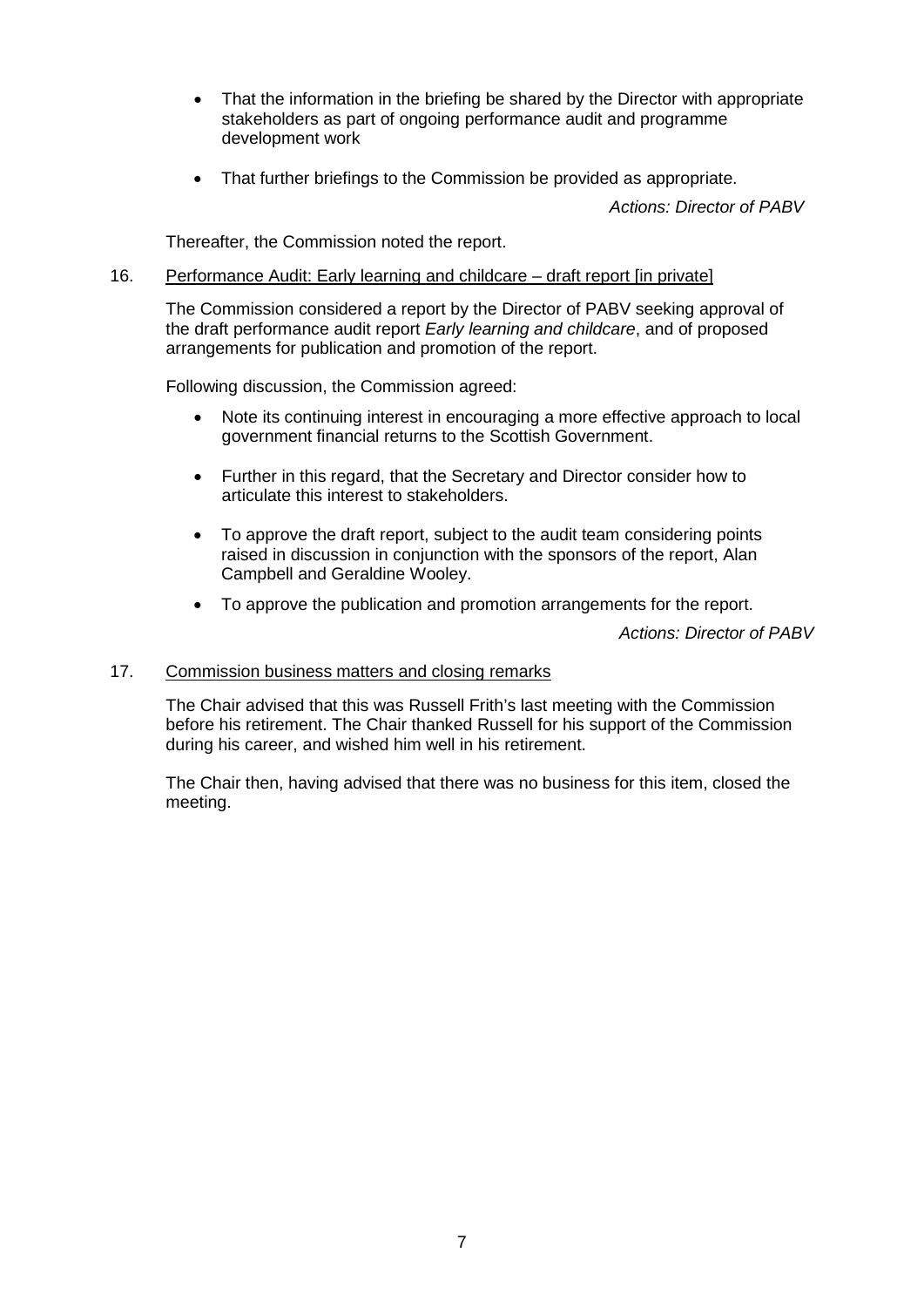- That the information in the briefing be shared by the Director with appropriate stakeholders as part of ongoing performance audit and programme development work

- That further briefings to the Commission be provided as appropriate.

*Actions: Director of PABV*

Thereafter, the Commission noted the report.

16. Performance Audit: Early learning and childcare – draft report [in private]

The Commission considered a report by the Director of PABV seeking approval of the draft performance audit report *Early learning and childcare*, and of proposed arrangements for publication and promotion of the report.

Following discussion, the Commission agreed:

- Note its continuing interest in encouraging a more effective approach to local government financial returns to the Scottish Government.

- Further in this regard, that the Secretary and Director consider how to articulate this interest to stakeholders.

- To approve the draft report, subject to the audit team considering points raised in discussion in conjunction with the sponsors of the report, Alan Campbell and Geraldine Wooley.

- To approve the publication and promotion arrangements for the report.

*Actions: Director of PABV*

17. Commission business matters and closing remarks

The Chair advised that this was Russell Frith's last meeting with the Commission before his retirement. The Chair thanked Russell for his support of the Commission during his career, and wished him well in his retirement.

The Chair then, having advised that there was no business for this item, closed the meeting.